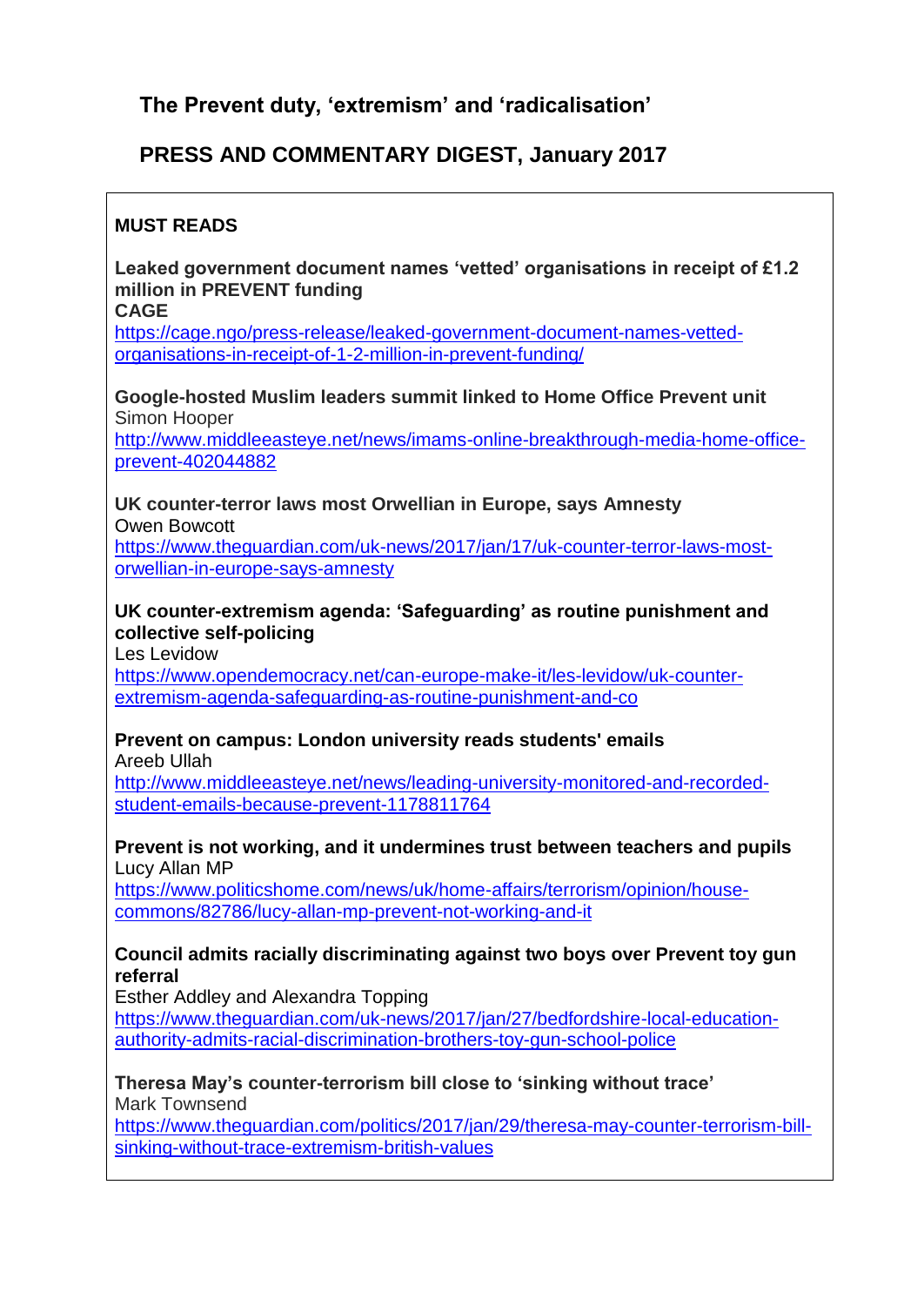# The Prevent duty, 'extremism' and 'radicalisation'

## PRESS AND COMMENTARY DIGEST, January 2017

### MUST READS

**Leaked government document names 'vetted' organisations in receipt of £1.2 million in PREVENT funding**
**CAGE**
https://cage.ngo/press-release/leaked-government-document-names-vetted-organisations-in-receipt-of-1-2-million-in-prevent-funding/

**Google-hosted Muslim leaders summit linked to Home Office Prevent unit**
Simon Hooper
http://www.middleeasteye.net/news/imams-online-breakthrough-media-home-office-prevent-402044882

**UK counter-terror laws most Orwellian in Europe, says Amnesty**
Owen Bowcott
https://www.theguardian.com/uk-news/2017/jan/17/uk-counter-terror-laws-most-orwellian-in-europe-says-amnesty

**UK counter-extremism agenda: 'Safeguarding' as routine punishment and collective self-policing**
Les Levidow
https://www.opendemocracy.net/can-europe-make-it/les-levidow/uk-counter-extremism-agenda-safeguarding-as-routine-punishment-and-co

**Prevent on campus: London university reads students' emails**
Areeb Ullah
http://www.middleeasteye.net/news/leading-university-monitored-and-recorded-student-emails-because-prevent-1178811764

**Prevent is not working, and it undermines trust between teachers and pupils**
Lucy Allan MP
https://www.politicshome.com/news/uk/home-affairs/terrorism/opinion/house-commons/82786/lucy-allan-mp-prevent-not-working-and-it

**Council admits racially discriminating against two boys over Prevent toy gun referral**
Esther Addley and Alexandra Topping
https://www.theguardian.com/uk-news/2017/jan/27/bedfordshire-local-education-authority-admits-racial-discrimination-brothers-toy-gun-school-police

**Theresa May's counter-terrorism bill close to 'sinking without trace'**
Mark Townsend
https://www.theguardian.com/politics/2017/jan/29/theresa-may-counter-terrorism-bill-sinking-without-trace-extremism-british-values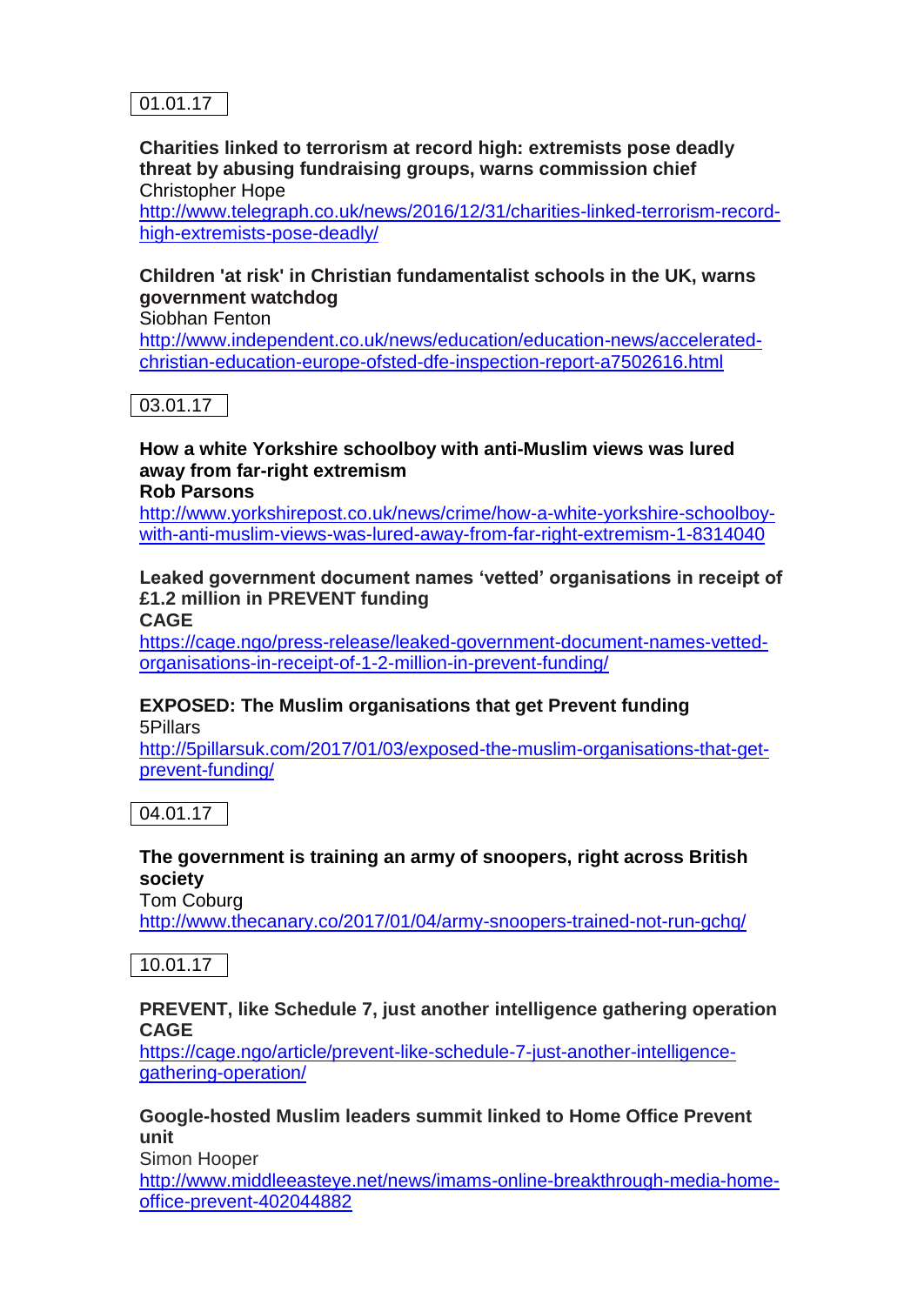01.01.17

**Charities linked to terrorism at record high: extremists pose deadly threat by abusing fundraising groups, warns commission chief**
Christopher Hope
http://www.telegraph.co.uk/news/2016/12/31/charities-linked-terrorism-record-high-extremists-pose-deadly/

**Children 'at risk' in Christian fundamentalist schools in the UK, warns government watchdog**
Siobhan Fenton
http://www.independent.co.uk/news/education/education-news/accelerated-christian-education-europe-ofsted-dfe-inspection-report-a7502616.html

03.01.17

**How a white Yorkshire schoolboy with anti-Muslim views was lured away from far-right extremism**
**Rob Parsons**
http://www.yorkshirepost.co.uk/news/crime/how-a-white-yorkshire-schoolboy-with-anti-muslim-views-was-lured-away-from-far-right-extremism-1-8314040

**Leaked government document names 'vetted' organisations in receipt of £1.2 million in PREVENT funding**
**CAGE**
https://cage.ngo/press-release/leaked-government-document-names-vetted-organisations-in-receipt-of-1-2-million-in-prevent-funding/

**EXPOSED: The Muslim organisations that get Prevent funding**
5Pillars
http://5pillarsuk.com/2017/01/03/exposed-the-muslim-organisations-that-get-prevent-funding/

04.01.17

**The government is training an army of snoopers, right across British society**
Tom Coburg
http://www.thecanary.co/2017/01/04/army-snoopers-trained-not-run-gchq/

10.01.17

**PREVENT, like Schedule 7, just another intelligence gathering operation**
**CAGE**
https://cage.ngo/article/prevent-like-schedule-7-just-another-intelligence-gathering-operation/

**Google-hosted Muslim leaders summit linked to Home Office Prevent unit**
Simon Hooper
http://www.middleeasteye.net/news/imams-online-breakthrough-media-home-office-prevent-402044882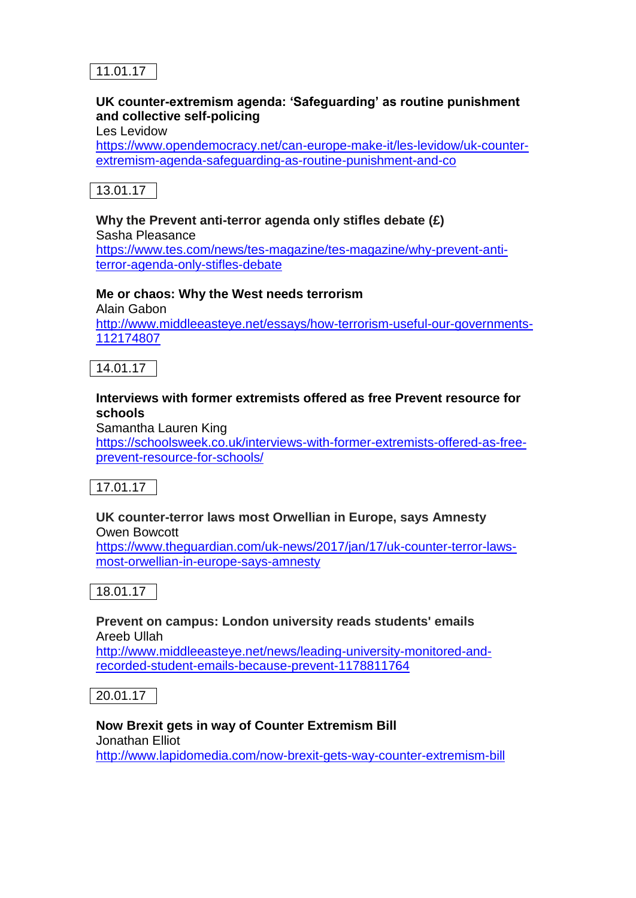11.01.17

**UK counter-extremism agenda: 'Safeguarding' as routine punishment and collective self-policing**
Les Levidow
https://www.opendemocracy.net/can-europe-make-it/les-levidow/uk-counter-extremism-agenda-safeguarding-as-routine-punishment-and-co

13.01.17

**Why the Prevent anti-terror agenda only stifles debate (£)**
Sasha Pleasance
https://www.tes.com/news/tes-magazine/tes-magazine/why-prevent-anti-terror-agenda-only-stifles-debate

**Me or chaos: Why the West needs terrorism**
Alain Gabon
http://www.middleeasteye.net/essays/how-terrorism-useful-our-governments-112174807

14.01.17

**Interviews with former extremists offered as free Prevent resource for schools**
Samantha Lauren King
https://schoolsweek.co.uk/interviews-with-former-extremists-offered-as-free-prevent-resource-for-schools/

17.01.17

**UK counter-terror laws most Orwellian in Europe, says Amnesty**
Owen Bowcott
https://www.theguardian.com/uk-news/2017/jan/17/uk-counter-terror-laws-most-orwellian-in-europe-says-amnesty

18.01.17

**Prevent on campus: London university reads students' emails**
Areeb Ullah
http://www.middleeasteye.net/news/leading-university-monitored-and-recorded-student-emails-because-prevent-1178811764

20.01.17

**Now Brexit gets in way of Counter Extremism Bill**
Jonathan Elliot
http://www.lapidomedia.com/now-brexit-gets-way-counter-extremism-bill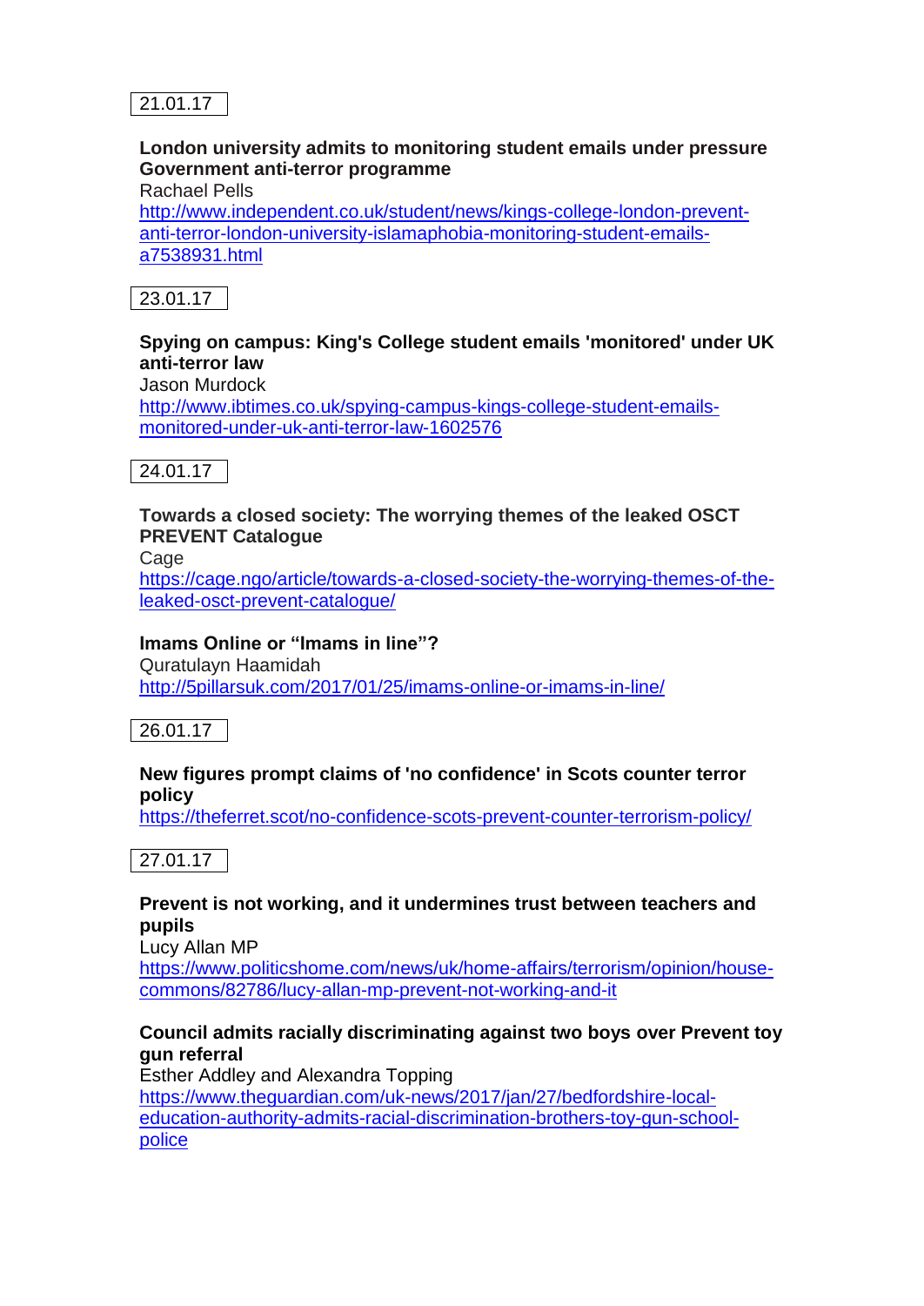21.01.17

**London university admits to monitoring student emails under pressure Government anti-terror programme**
Rachael Pells
http://www.independent.co.uk/student/news/kings-college-london-prevent-anti-terror-london-university-islamaphobia-monitoring-student-emails-a7538931.html

23.01.17

**Spying on campus: King's College student emails 'monitored' under UK anti-terror law**
Jason Murdock
http://www.ibtimes.co.uk/spying-campus-kings-college-student-emails-monitored-under-uk-anti-terror-law-1602576

24.01.17

**Towards a closed society: The worrying themes of the leaked OSCT PREVENT Catalogue**
Cage
https://cage.ngo/article/towards-a-closed-society-the-worrying-themes-of-the-leaked-osct-prevent-catalogue/

**Imams Online or "Imams in line"?**
Quratulayn Haamidah
http://5pillarsuk.com/2017/01/25/imams-online-or-imams-in-line/

26.01.17

**New figures prompt claims of 'no confidence' in Scots counter terror policy**
https://theferret.scot/no-confidence-scots-prevent-counter-terrorism-policy/

27.01.17

**Prevent is not working, and it undermines trust between teachers and pupils**
Lucy Allan MP
https://www.politicshome.com/news/uk/home-affairs/terrorism/opinion/house-commons/82786/lucy-allan-mp-prevent-not-working-and-it

**Council admits racially discriminating against two boys over Prevent toy gun referral**
Esther Addley and Alexandra Topping
https://www.theguardian.com/uk-news/2017/jan/27/bedfordshire-local-education-authority-admits-racial-discrimination-brothers-toy-gun-school-police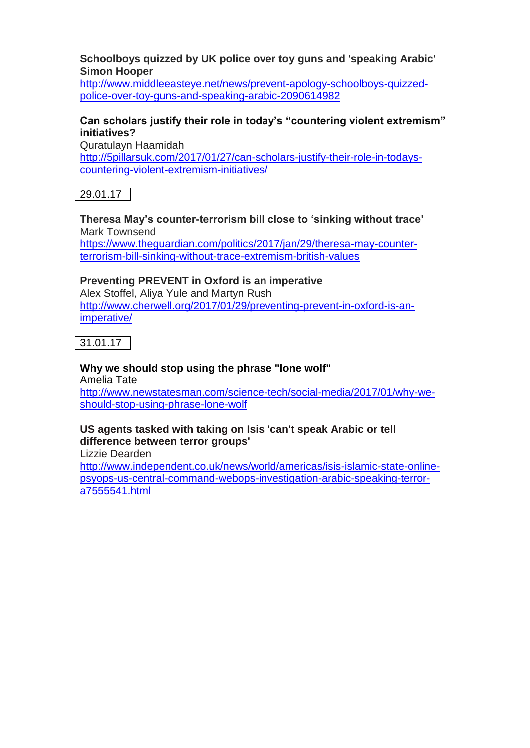**Schoolboys quizzed by UK police over toy guns and 'speaking Arabic'**
**Simon Hooper**
http://www.middleeasteye.net/news/prevent-apology-schoolboys-quizzed-police-over-toy-guns-and-speaking-arabic-2090614982

**Can scholars justify their role in today's "countering violent extremism" initiatives?**
Quratulayn Haamidah
http://5pillarsuk.com/2017/01/27/can-scholars-justify-their-role-in-todays-countering-violent-extremism-initiatives/

29.01.17

**Theresa May's counter-terrorism bill close to 'sinking without trace'**
Mark Townsend
https://www.theguardian.com/politics/2017/jan/29/theresa-may-counter-terrorism-bill-sinking-without-trace-extremism-british-values

**Preventing PREVENT in Oxford is an imperative**
Alex Stoffel, Aliya Yule and Martyn Rush
http://www.cherwell.org/2017/01/29/preventing-prevent-in-oxford-is-an-imperative/

31.01.17

**Why we should stop using the phrase "lone wolf"**
Amelia Tate
http://www.newstatesman.com/science-tech/social-media/2017/01/why-we-should-stop-using-phrase-lone-wolf

**US agents tasked with taking on Isis 'can't speak Arabic or tell difference between terror groups'**
Lizzie Dearden
http://www.independent.co.uk/news/world/americas/isis-islamic-state-online-psyops-us-central-command-webops-investigation-arabic-speaking-terror-a7555541.html